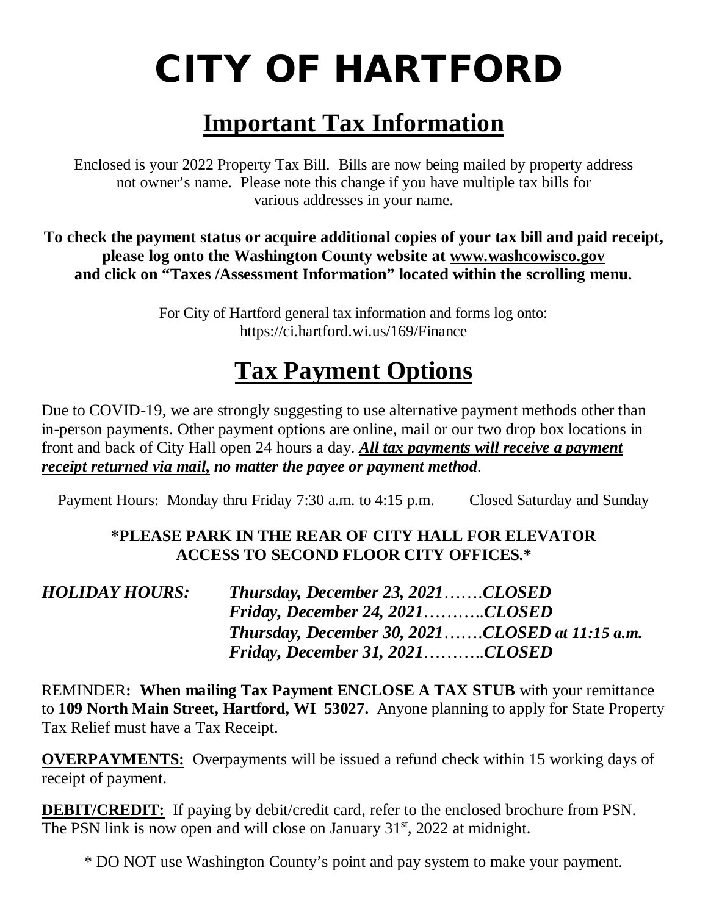# CITY OF HARTFORD

## Important Tax Information

Enclosed is your 2022 Property Tax Bill. Bills are now being mailed by property address not owner's name. Please note this change if you have multiple tax bills for various addresses in your name.

**To check the payment status or acquire additional copies of your tax bill and paid receipt, please log onto the Washington County website at www.washcowisco.gov and click on "Taxes /Assessment Information" located within the scrolling menu.**

For City of Hartford general tax information and forms log onto: https://ci.hartford.wi.us/169/Finance

## Tax Payment Options

Due to COVID-19, we are strongly suggesting to use alternative payment methods other than in-person payments. Other payment options are online, mail or our two drop box locations in front and back of City Hall open 24 hours a day. ***All tax payments will receive a payment receipt returned via mail, no matter the payee or payment method*.**

Payment Hours: Monday thru Friday 7:30 a.m. to 4:15 p.m. Closed Saturday and Sunday

**\*PLEASE PARK IN THE REAR OF CITY HALL FOR ELEVATOR ACCESS TO SECOND FLOOR CITY OFFICES.\***

***HOLIDAY HOURS:***

***Thursday, December 23, 2021…….CLOSED***
***Friday, December 24, 2021………..CLOSED***
***Thursday, December 30, 2021…….CLOSED at 11:15 a.m.***
***Friday, December 31, 2021………..CLOSED***

REMINDER**: When mailing Tax Payment ENCLOSE A TAX STUB** with your remittance to **109 North Main Street, Hartford, WI 53027.** Anyone planning to apply for State Property Tax Relief must have a Tax Receipt.

**OVERPAYMENTS:** Overpayments will be issued a refund check within 15 working days of receipt of payment.

**DEBIT/CREDIT:** If paying by debit/credit card, refer to the enclosed brochure from PSN. The PSN link is now open and will close on January 31st, 2022 at midnight.

\* DO NOT use Washington County's point and pay system to make your payment.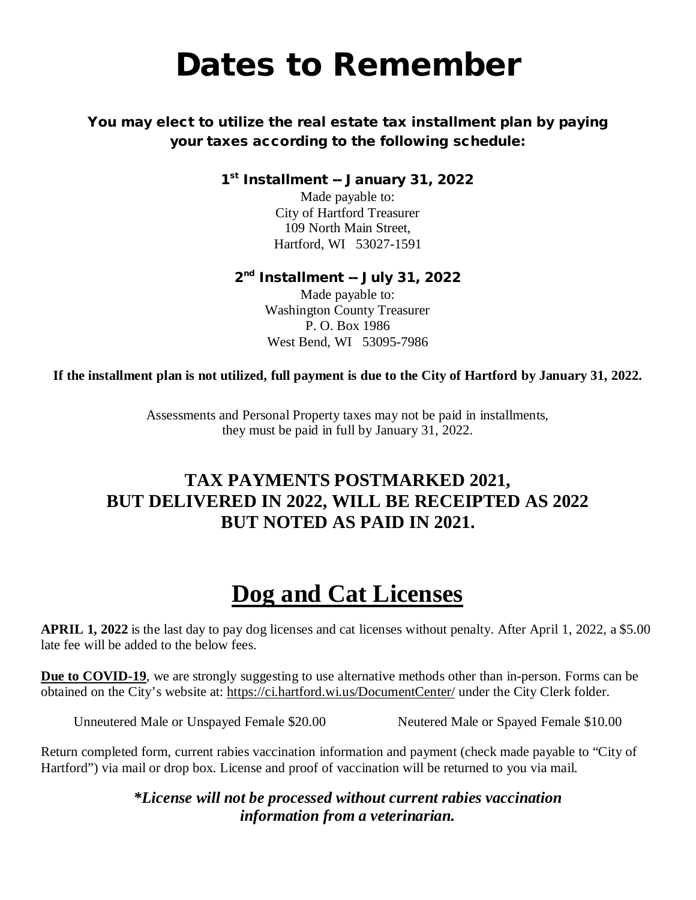# Dates to Remember

**You may elect to utilize the real estate tax installment plan by paying your taxes according to the following schedule:**

### 1st Installment -- January 31, 2022

Made payable to:
City of Hartford Treasurer
109 North Main Street,
Hartford, WI 53027-1591

### 2nd Installment -- July 31, 2022

Made payable to:
Washington County Treasurer
P. O. Box 1986
West Bend, WI 53095-7986

**If the installment plan is not utilized, full payment is due to the City of Hartford by January 31, 2022.**

Assessments and Personal Property taxes may not be paid in installments, they must be paid in full by January 31, 2022.

## TAX PAYMENTS POSTMARKED 2021, BUT DELIVERED IN 2022, WILL BE RECEIPTED AS 2022 BUT NOTED AS PAID IN 2021.

# Dog and Cat Licenses

**APRIL 1, 2022** is the last day to pay dog licenses and cat licenses without penalty. After April 1, 2022, a $5.00 late fee will be added to the below fees.

**Due to COVID-19**, we are strongly suggesting to use alternative methods other than in-person. Forms can be obtained on the City's website at: https://ci.hartford.wi.us/DocumentCenter/ under the City Clerk folder.

Unneutered Male or Unspayed Female $20.00 | Neutered Male or Spayed Female $10.00

Return completed form, current rabies vaccination information and payment (check made payable to "City of Hartford") via mail or drop box. License and proof of vaccination will be returned to you via mail.

***License will not be processed without current rabies vaccination information from a veterinarian.***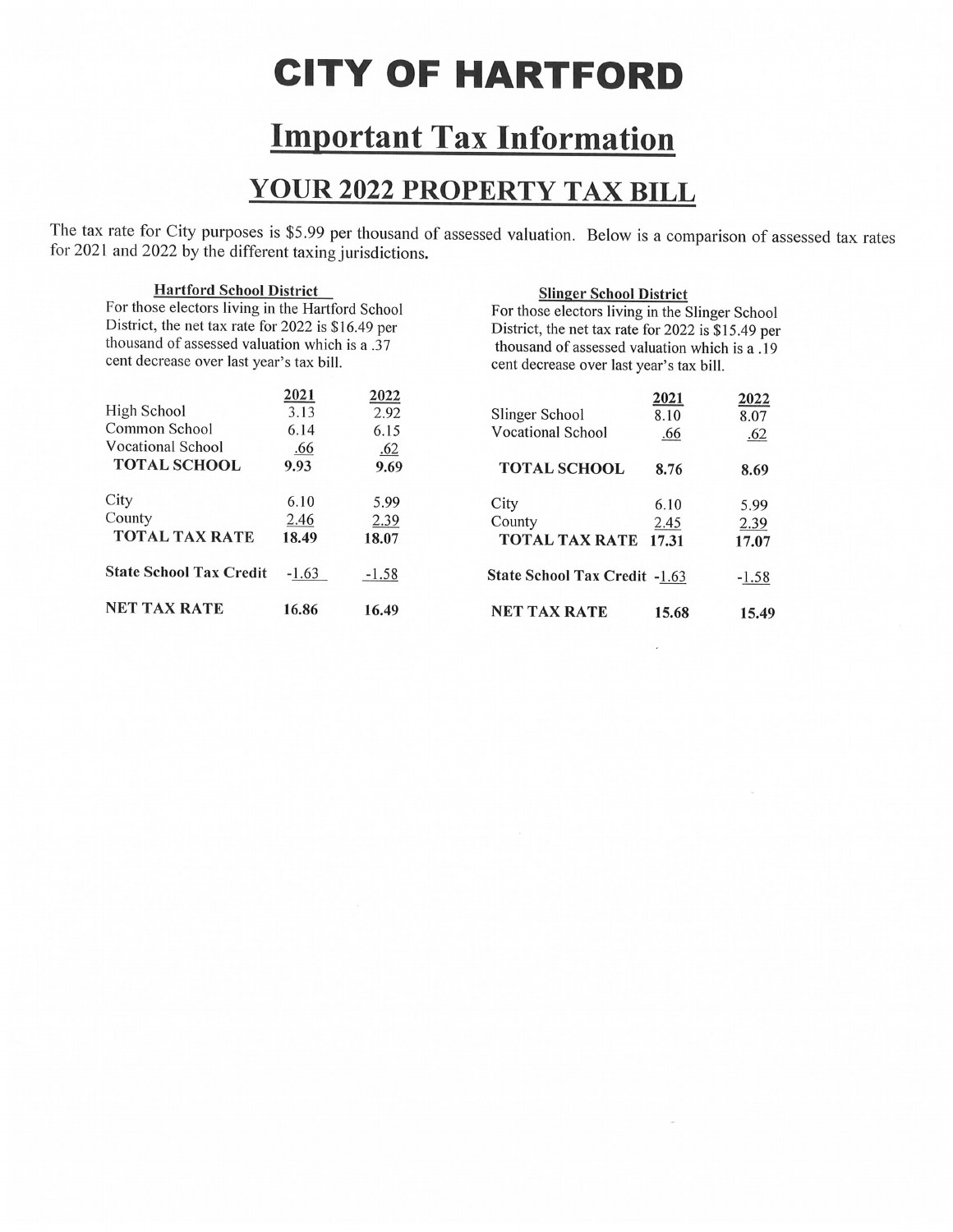# CITY OF HARTFORD

## Important Tax Information

## YOUR 2022 PROPERTY TAX BILL

The tax rate for City purposes is $5.99 per thousand of assessed valuation. Below is a comparison of assessed tax rates for 2021 and 2022 by the different taxing jurisdictions.

### Hartford School District

For those electors living in the Hartford School District, the net tax rate for 2022 is $16.49 per thousand of assessed valuation which is a .37 cent decrease over last year's tax bill.

| | 2021 | 2022 |
|---|---|---|
| High School | 3.13 | 2.92 |
| Common School | 6.14 | 6.15 |
| Vocational School | .66 | .62 |
| **TOTAL SCHOOL** | **9.93** | **9.69** |
| City | 6.10 | 5.99 |
| County | 2.46 | 2.39 |
| **TOTAL TAX RATE** | **18.49** | **18.07** |
| **State School Tax Credit** | -1.63 | -1.58 |
| **NET TAX RATE** | **16.86** | **16.49** |

### Slinger School District

For those electors living in the Slinger School District, the net tax rate for 2022 is $15.49 per thousand of assessed valuation which is a .19 cent decrease over last year's tax bill.

| | 2021 | 2022 |
|---|---|---|
| Slinger School | 8.10 | 8.07 |
| Vocational School | .66 | .62 |
| **TOTAL SCHOOL** | **8.76** | **8.69** |
| City | 6.10 | 5.99 |
| County | 2.45 | 2.39 |
| **TOTAL TAX RATE** | **17.31** | **17.07** |
| **State School Tax Credit** | -1.63 | -1.58 |
| **NET TAX RATE** | **15.68** | **15.49** |